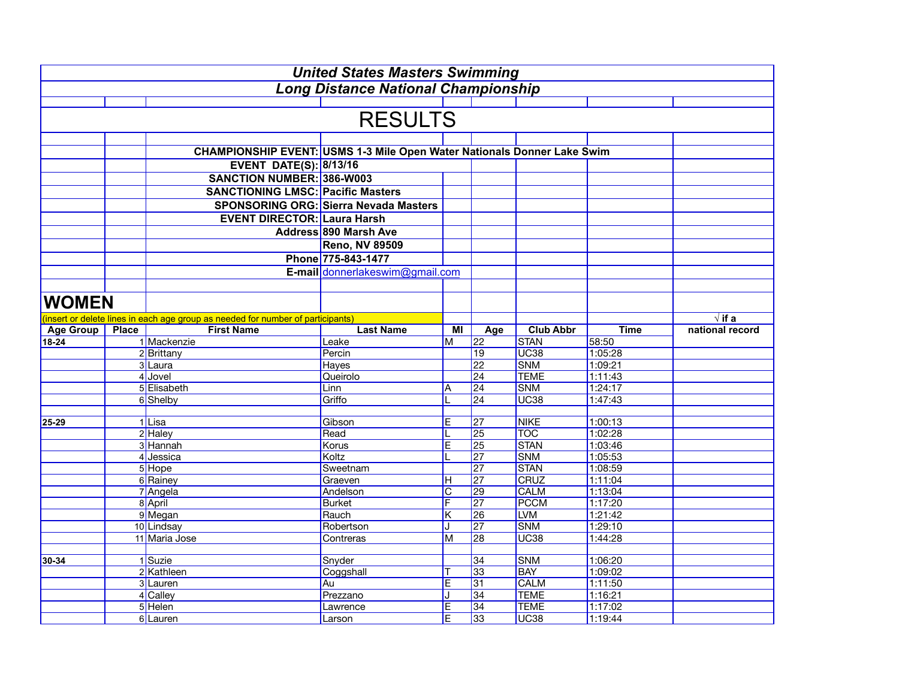# *United States Masters Swimming*

## *Long Distance National Championship*

# RESULTS

**CHAMPIONSHIP EVENT:** **USMS 1-3 Mile Open Water Nationals Donner Lake Swim**

**EVENT DATE(S):** **8/13/16**

**SANCTION NUMBER:** **386-W003**

**SANCTIONING LMSC:** **Pacific Masters**

**SPONSORING ORG:** **Sierra Nevada Masters**

**EVENT DIRECTOR:** **Laura Harsh**

**Address** **890 Marsh Ave**

**Reno, NV 89509**

**Phone** **775-843-1477**

**E-mail** donnerlakeswim@gmail.com

## WOMEN

(insert or delete lines in each age group as needed for number of participants)

| Age Group | Place | First Name | Last Name | MI | Age | Club Abbr | Time | √ if a national record |
|---|---|---|---|---|---|---|---|---|
| 18-24 | 1 | Mackenzie | Leake | M | 22 | STAN | 58:50 | |
| | 2 | Brittany | Percin | | 19 | UC38 | 1:05:28 | |
| | 3 | Laura | Hayes | | 22 | SNM | 1:09:21 | |
| | 4 | Jovel | Queirolo | | 24 | TEME | 1:11:43 | |
| | 5 | Elisabeth | Linn | A | 24 | SNM | 1:24:17 | |
| | 6 | Shelby | Griffo | L | 24 | UC38 | 1:47:43 | |
| | | | | | | | | |
| 25-29 | 1 | Lisa | Gibson | E | 27 | NIKE | 1:00:13 | |
| | 2 | Haley | Read | L | 25 | TOC | 1:02:28 | |
| | 3 | Hannah | Korus | E | 25 | STAN | 1:03:46 | |
| | 4 | Jessica | Koltz | L | 27 | SNM | 1:05:53 | |
| | 5 | Hope | Sweetnam | | 27 | STAN | 1:08:59 | |
| | 6 | Rainey | Graeven | H | 27 | CRUZ | 1:11:04 | |
| | 7 | Angela | Andelson | C | 29 | CALM | 1:13:04 | |
| | 8 | April | Burket | F | 27 | PCCM | 1:17:20 | |
| | 9 | Megan | Rauch | K | 26 | LVM | 1:21:42 | |
| | 10 | Lindsay | Robertson | J | 27 | SNM | 1:29:10 | |
| | 11 | Maria Jose | Contreras | M | 28 | UC38 | 1:44:28 | |
| | | | | | | | | |
| 30-34 | 1 | Suzie | Snyder | | 34 | SNM | 1:06:20 | |
| | 2 | Kathleen | Coggshall | T | 33 | BAY | 1:09:02 | |
| | 3 | Lauren | Au | E | 31 | CALM | 1:11:50 | |
| | 4 | Calley | Prezzano | J | 34 | TEME | 1:16:21 | |
| | 5 | Helen | Lawrence | E | 34 | TEME | 1:17:02 | |
| | 6 | Lauren | Larson | E | 33 | UC38 | 1:19:44 | |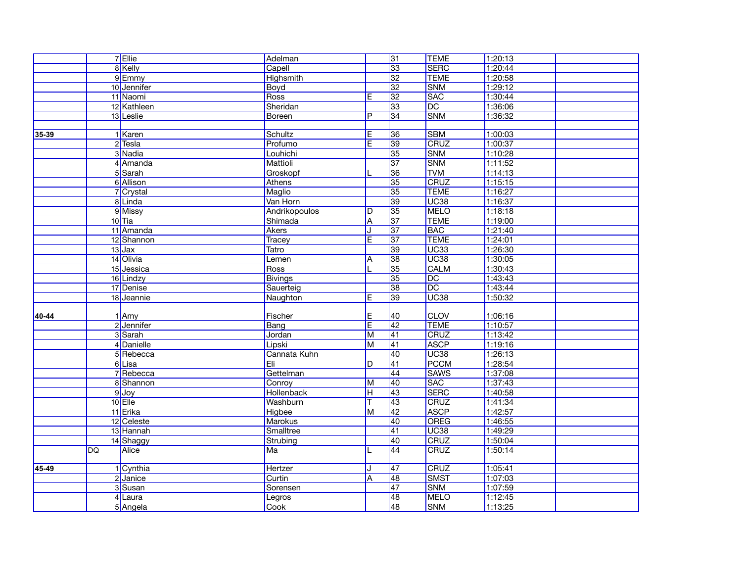| | | | | | | | | |
|---|---|---|---|---|---|---|---|---|
| | 7 | Ellie | Adelman | | 31 | TEME | 1:20:13 | |
| | 8 | Kelly | Capell | | 33 | SERC | 1:20:44 | |
| | 9 | Emmy | Highsmith | | 32 | TEME | 1:20:58 | |
| | 10 | Jennifer | Boyd | | 32 | SNM | 1:29:12 | |
| | 11 | Naomi | Ross | E | 32 | SAC | 1:30:44 | |
| | 12 | Kathleen | Sheridan | | 33 | DC | 1:36:06 | |
| | 13 | Leslie | Boreen | P | 34 | SNM | 1:36:32 | |
| | | | | | | | | |
| **35-39** | 1 | Karen | Schultz | E | 36 | SBM | 1:00:03 | |
| | 2 | Tesla | Profumo | E | 39 | CRUZ | 1:00:37 | |
| | 3 | Nadia | Louhichi | | 35 | SNM | 1:10:28 | |
| | 4 | Amanda | Mattioli | | 37 | SNM | 1:11:52 | |
| | 5 | Sarah | Groskopf | L | 36 | TVM | 1:14:13 | |
| | 6 | Allison | Athens | | 35 | CRUZ | 1:15:15 | |
| | 7 | Crystal | Maglio | | 35 | TEME | 1:16:27 | |
| | 8 | Linda | Van Horn | | 39 | UC38 | 1:16:37 | |
| | 9 | Missy | Andrikopoulos | D | 35 | MELO | 1:18:18 | |
| | 10 | Tia | Shimada | A | 37 | TEME | 1:19:00 | |
| | 11 | Amanda | Akers | J | 37 | BAC | 1:21:40 | |
| | 12 | Shannon | Tracey | E | 37 | TEME | 1:24:01 | |
| | 13 | Jax | Tatro | | 39 | UC33 | 1:26:30 | |
| | 14 | Olivia | Lemen | A | 38 | UC38 | 1:30:05 | |
| | 15 | Jessica | Ross | L | 35 | CALM | 1:30:43 | |
| | 16 | Lindzy | Bivings | | 35 | DC | 1:43:43 | |
| | 17 | Denise | Sauerteig | | 38 | DC | 1:43:44 | |
| | 18 | Jeannie | Naughton | E | 39 | UC38 | 1:50:32 | |
| | | | | | | | | |
| **40-44** | 1 | Amy | Fischer | E | 40 | CLOV | 1:06:16 | |
| | 2 | Jennifer | Bang | E | 42 | TEME | 1:10:57 | |
| | 3 | Sarah | Jordan | M | 41 | CRUZ | 1:13:42 | |
| | 4 | Danielle | Lipski | M | 41 | ASCP | 1:19:16 | |
| | 5 | Rebecca | Cannata Kuhn | | 40 | UC38 | 1:26:13 | |
| | 6 | Lisa | Eli | D | 41 | PCCM | 1:28:54 | |
| | 7 | Rebecca | Gettelman | | 44 | SAWS | 1:37:08 | |
| | 8 | Shannon | Conroy | M | 40 | SAC | 1:37:43 | |
| | 9 | Joy | Hollenback | H | 43 | SERC | 1:40:58 | |
| | 10 | Elle | Washburn | T | 43 | CRUZ | 1:41:34 | |
| | 11 | Erika | Higbee | M | 42 | ASCP | 1:42:57 | |
| | 12 | Celeste | Marokus | | 40 | OREG | 1:46:55 | |
| | 13 | Hannah | Smalltree | | 41 | UC38 | 1:49:29 | |
| | 14 | Shaggy | Strubing | | 40 | CRUZ | 1:50:04 | |
| | DQ | Alice | Ma | L | 44 | CRUZ | 1:50:14 | |
| | | | | | | | | |
| **45-49** | 1 | Cynthia | Hertzer | J | 47 | CRUZ | 1:05:41 | |
| | 2 | Janice | Curtin | A | 48 | SMST | 1:07:03 | |
| | 3 | Susan | Sorensen | | 47 | SNM | 1:07:59 | |
| | 4 | Laura | Legros | | 48 | MELO | 1:12:45 | |
| | 5 | Angela | Cook | | 48 | SNM | 1:13:25 | |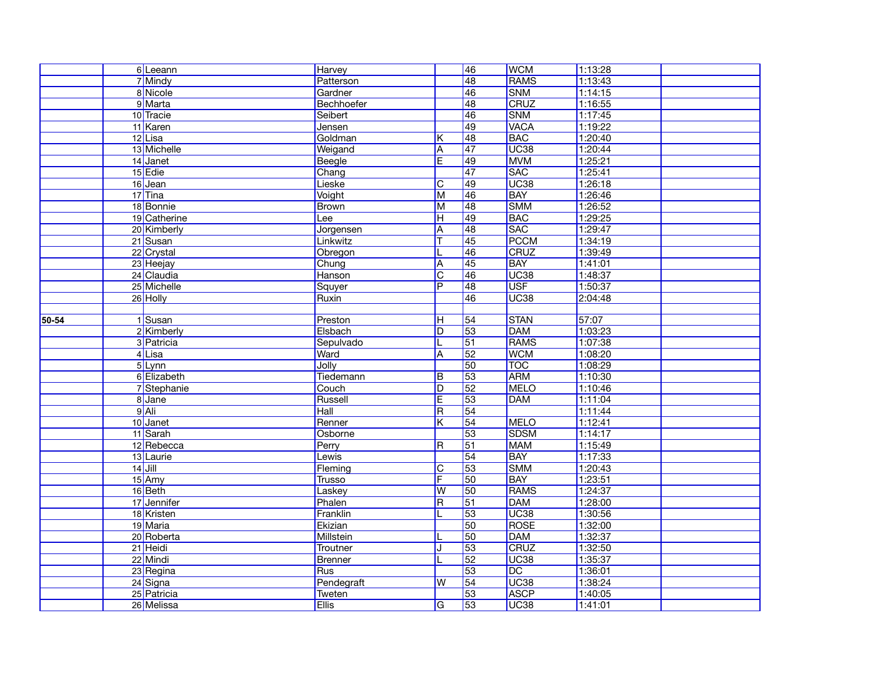| | | | | | | | | |
|---|---|---|---|---|---|---|---|---|
| | 6 | Leeann | Harvey | | 46 | WCM | 1:13:28 | |
| | 7 | Mindy | Patterson | | 48 | RAMS | 1:13:43 | |
| | 8 | Nicole | Gardner | | 46 | SNM | 1:14:15 | |
| | 9 | Marta | Bechhoefer | | 48 | CRUZ | 1:16:55 | |
| | 10 | Tracie | Seibert | | 46 | SNM | 1:17:45 | |
| | 11 | Karen | Jensen | | 49 | VACA | 1:19:22 | |
| | 12 | Lisa | Goldman | K | 48 | BAC | 1:20:40 | |
| | 13 | Michelle | Weigand | A | 47 | UC38 | 1:20:44 | |
| | 14 | Janet | Beegle | E | 49 | MVM | 1:25:21 | |
| | 15 | Edie | Chang | | 47 | SAC | 1:25:41 | |
| | 16 | Jean | Lieske | C | 49 | UC38 | 1:26:18 | |
| | 17 | Tina | Voight | M | 46 | BAY | 1:26:46 | |
| | 18 | Bonnie | Brown | M | 48 | SMM | 1:26:52 | |
| | 19 | Catherine | Lee | H | 49 | BAC | 1:29:25 | |
| | 20 | Kimberly | Jorgensen | A | 48 | SAC | 1:29:47 | |
| | 21 | Susan | Linkwitz | T | 45 | PCCM | 1:34:19 | |
| | 22 | Crystal | Obregon | L | 46 | CRUZ | 1:39:49 | |
| | 23 | Heejay | Chung | A | 45 | BAY | 1:41:01 | |
| | 24 | Claudia | Hanson | C | 46 | UC38 | 1:48:37 | |
| | 25 | Michelle | Squyer | P | 48 | USF | 1:50:37 | |
| | 26 | Holly | Ruxin | | 46 | UC38 | 2:04:48 | |
| | | | | | | | | |
| **50-54** | 1 | Susan | Preston | H | 54 | STAN | 57:07 | |
| | 2 | Kimberly | Elsbach | D | 53 | DAM | 1:03:23 | |
| | 3 | Patricia | Sepulvado | L | 51 | RAMS | 1:07:38 | |
| | 4 | Lisa | Ward | A | 52 | WCM | 1:08:20 | |
| | 5 | Lynn | Jolly | | 50 | TOC | 1:08:29 | |
| | 6 | Elizabeth | Tiedemann | B | 53 | ARM | 1:10:30 | |
| | 7 | Stephanie | Couch | D | 52 | MELO | 1:10:46 | |
| | 8 | Jane | Russell | E | 53 | DAM | 1:11:04 | |
| | 9 | Ali | Hall | R | 54 | | 1:11:44 | |
| | 10 | Janet | Renner | K | 54 | MELO | 1:12:41 | |
| | 11 | Sarah | Osborne | | 53 | SDSM | 1:14:17 | |
| | 12 | Rebecca | Perry | R | 51 | MAM | 1:15:49 | |
| | 13 | Laurie | Lewis | | 54 | BAY | 1:17:33 | |
| | 14 | Jill | Fleming | C | 53 | SMM | 1:20:43 | |
| | 15 | Amy | Trusso | F | 50 | BAY | 1:23:51 | |
| | 16 | Beth | Laskey | W | 50 | RAMS | 1:24:37 | |
| | 17 | Jennifer | Phalen | R | 51 | DAM | 1:28:00 | |
| | 18 | Kristen | Franklin | L | 53 | UC38 | 1:30:56 | |
| | 19 | Maria | Ekizian | | 50 | ROSE | 1:32:00 | |
| | 20 | Roberta | Millstein | L | 50 | DAM | 1:32:37 | |
| | 21 | Heidi | Troutner | J | 53 | CRUZ | 1:32:50 | |
| | 22 | Mindi | Brenner | L | 52 | UC38 | 1:35:37 | |
| | 23 | Regina | Rus | | 53 | DC | 1:36:01 | |
| | 24 | Signa | Pendegraft | W | 54 | UC38 | 1:38:24 | |
| | 25 | Patricia | Tweten | | 53 | ASCP | 1:40:05 | |
| | 26 | Melissa | Ellis | G | 53 | UC38 | 1:41:01 | |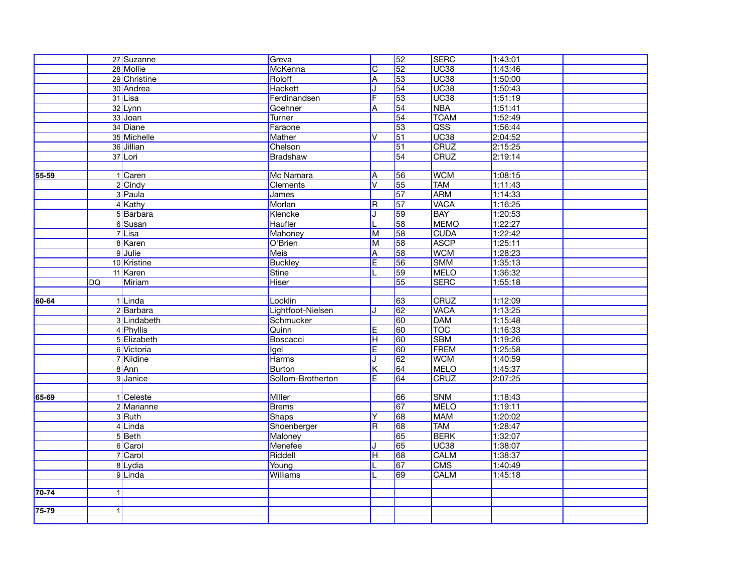| | | | | | | | | |
|---|---|---|---|---|---|---|---|---|
| | 27 | Suzanne | Greva | | 52 | SERC | 1:43:01 | |
| | 28 | Mollie | McKenna | C | 52 | UC38 | 1:43:46 | |
| | 29 | Christine | Roloff | A | 53 | UC38 | 1:50:00 | |
| | 30 | Andrea | Hackett | J | 54 | UC38 | 1:50:43 | |
| | 31 | Lisa | Ferdinandsen | F | 53 | UC38 | 1:51:19 | |
| | 32 | Lynn | Goehner | A | 54 | NBA | 1:51:41 | |
| | 33 | Joan | Turner | | 54 | TCAM | 1:52:49 | |
| | 34 | Diane | Faraone | | 53 | QSS | 1:56:44 | |
| | 35 | Michelle | Mather | V | 51 | UC38 | 2:04:52 | |
| | 36 | Jillian | Chelson | | 51 | CRUZ | 2:15:25 | |
| | 37 | Lori | Bradshaw | | 54 | CRUZ | 2:19:14 | |
| | | | | | | | | |
| **55-59** | 1 | Caren | Mc Namara | A | 56 | WCM | 1:08:15 | |
| | 2 | Cindy | Clements | V | 55 | TAM | 1:11:43 | |
| | 3 | Paula | James | | 57 | ARM | 1:14:33 | |
| | 4 | Kathy | Morlan | R | 57 | VACA | 1:16:25 | |
| | 5 | Barbara | Klencke | J | 59 | BAY | 1:20:53 | |
| | 6 | Susan | Haufler | L | 58 | MEMO | 1:22:27 | |
| | 7 | Lisa | Mahoney | M | 58 | CUDA | 1:22:42 | |
| | 8 | Karen | O'Brien | M | 58 | ASCP | 1:25:11 | |
| | 9 | Julie | Meis | A | 58 | WCM | 1:28:23 | |
| | 10 | Kristine | Buckley | E | 56 | SMM | 1:35:13 | |
| | 11 | Karen | Stine | L | 59 | MELO | 1:36:32 | |
| | DQ | Miriam | Hiser | | 55 | SERC | 1:55:18 | |
| | | | | | | | | |
| **60-64** | 1 | Linda | Locklin | | 63 | CRUZ | 1:12:09 | |
| | 2 | Barbara | Lightfoot-Nielsen | J | 62 | VACA | 1:13:25 | |
| | 3 | Lindabeth | Schmucker | | 60 | DAM | 1:15:48 | |
| | 4 | Phyllis | Quinn | E | 60 | TOC | 1:16:33 | |
| | 5 | Elizabeth | Boscacci | H | 60 | SBM | 1:19:26 | |
| | 6 | Victoria | Igel | E | 60 | FREM | 1:25:58 | |
| | 7 | Kildine | Harms | J | 62 | WCM | 1:40:59 | |
| | 8 | Ann | Burton | K | 64 | MELO | 1:45:37 | |
| | 9 | Janice | Sollom-Brotherton | E | 64 | CRUZ | 2:07:25 | |
| | | | | | | | | |
| **65-69** | 1 | Celeste | Miller | | 66 | SNM | 1:18:43 | |
| | 2 | Marianne | Brems | | 67 | MELO | 1:19:11 | |
| | 3 | Ruth | Shaps | Y | 68 | MAM | 1:20:02 | |
| | 4 | Linda | Shoenberger | R | 68 | TAM | 1:28:47 | |
| | 5 | Beth | Maloney | | 65 | BERK | 1:32:07 | |
| | 6 | Carol | Menefee | J | 65 | UC38 | 1:38:07 | |
| | 7 | Carol | Riddell | H | 68 | CALM | 1:38:37 | |
| | 8 | Lydia | Young | L | 67 | CMS | 1:40:49 | |
| | 9 | Linda | Williams | L | 69 | CALM | 1:45:18 | |
| | | | | | | | | |
| **70-74** | 1 | | | | | | | |
| | | | | | | | | |
| **75-79** | 1 | | | | | | | |
| | | | | | | | | |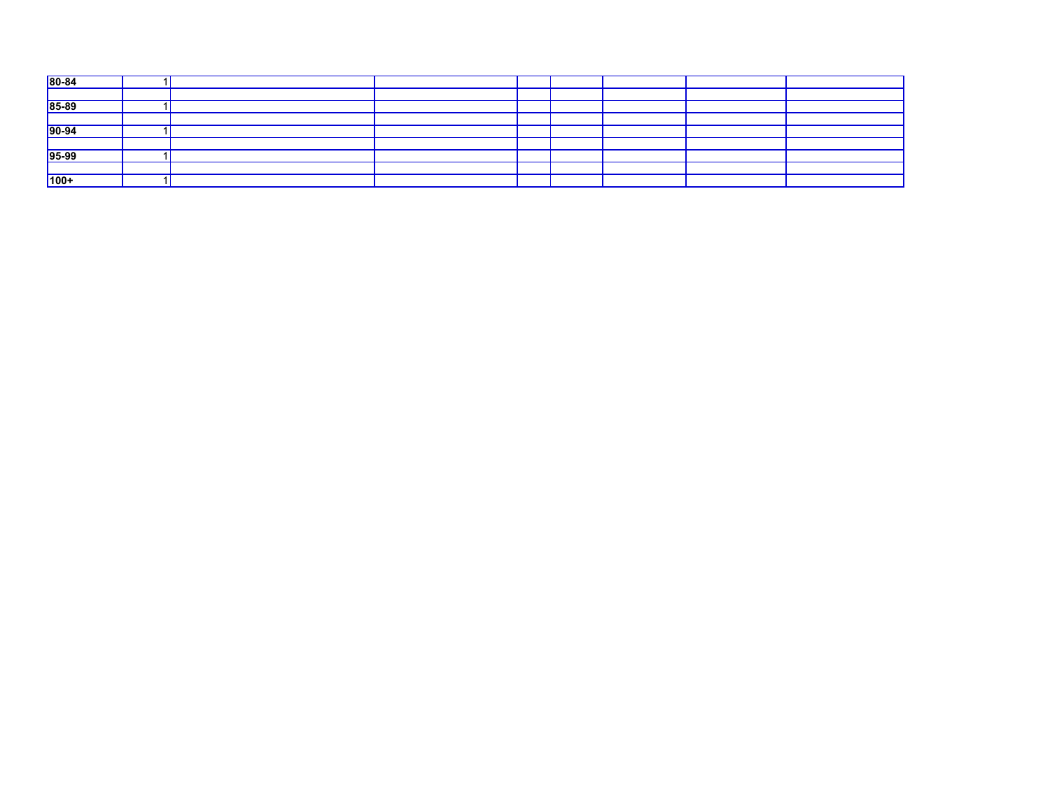| | | | | | | | | |
|---|---|---|---|---|---|---|---|---|
| **80-84** | 1 | | | | | | | |
| | | | | | | | | |
| **85-89** | 1 | | | | | | | |
| | | | | | | | | |
| **90-94** | 1 | | | | | | | |
| | | | | | | | | |
| **95-99** | 1 | | | | | | | |
| | | | | | | | | |
| **100+** | 1 | | | | | | | |